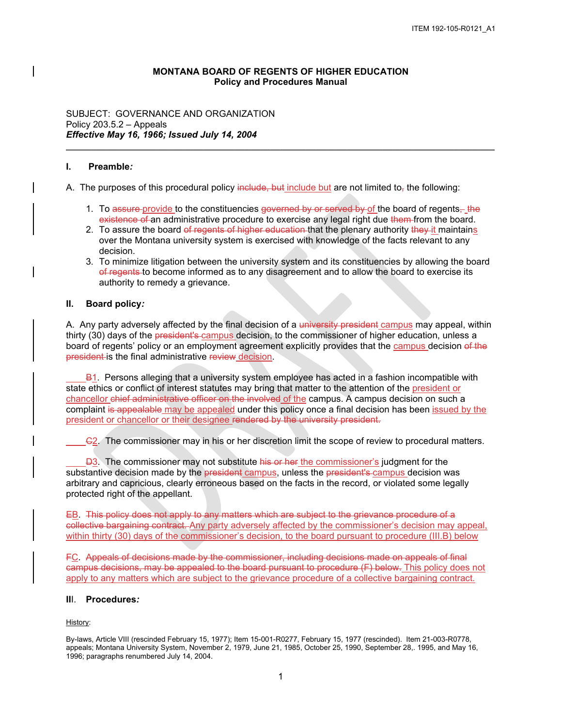**MONTANA BOARD OF REGENTS OF HIGHER EDUCATION**
**Policy and Procedures Manual**

SUBJECT: GOVERNANCE AND ORGANIZATION
Policy 203.5.2 – Appeals
***Effective May 16, 1966; Issued July 14, 2004***

---

### I. Preamble*:*

A. The purposes of this procedural policy ~~include, but~~ include but are not limited to~~,~~ the following:

1. To ~~assure~~ provide to the constituencies ~~governed by or served by~~ of the board of regents~~, the existence of~~ an administrative procedure to exercise any legal right due ~~them~~ from the board.
2. To assure the board ~~of regents of higher education~~ that the plenary authority ~~they~~ it maintains over the Montana university system is exercised with knowledge of the facts relevant to any decision.
3. To minimize litigation between the university system and its constituencies by allowing the board ~~of regents~~ to become informed as to any disagreement and to allow the board to exercise its authority to remedy a grievance.

### II. Board policy*:*

A. Any party adversely affected by the final decision of a ~~university president~~ campus may appeal, within thirty (30) days of the ~~president's~~ campus decision, to the commissioner of higher education, unless a board of regents' policy or an employment agreement explicitly provides that the campus decision ~~of the president~~ is the final administrative ~~review~~ decision.

~~B~~1. Persons alleging that a university system employee has acted in a fashion incompatible with state ethics or conflict of interest statutes may bring that matter to the attention of the president or chancellor ~~chief administrative officer on the involved~~ of the campus. A campus decision on such a complaint ~~is appealable~~ may be appealed under this policy once a final decision has been issued by the president or chancellor or their designee ~~rendered by the university president.~~

~~C~~2. The commissioner may in his or her discretion limit the scope of review to procedural matters.

~~D~~3. The commissioner may not substitute ~~his or her~~ the commissioner's judgment for the substantive decision made by the ~~president~~ campus, unless the ~~president's~~ campus decision was arbitrary and capricious, clearly erroneous based on the facts in the record, or violated some legally protected right of the appellant.

~~E~~B. ~~This policy does not apply to any matters which are subject to the grievance procedure of a collective bargaining contract.~~ Any party adversely affected by the commissioner's decision may appeal, within thirty (30) days of the commissioner's decision, to the board pursuant to procedure (III.B) below

~~F~~C. ~~Appeals of decisions made by the commissioner, including decisions made on appeals of final campus decisions, may be appealed to the board pursuant to procedure (F) below.~~ This policy does not apply to any matters which are subject to the grievance procedure of a collective bargaining contract.

### III. Procedures*:*

History:

By-laws, Article VIII (rescinded February 15, 1977); Item 15-001-R0277, February 15, 1977 (rescinded). Item 21-003-R0778, appeals; Montana University System, November 2, 1979, June 21, 1985, October 25, 1990, September 28,. 1995, and May 16, 1996; paragraphs renumbered July 14, 2004.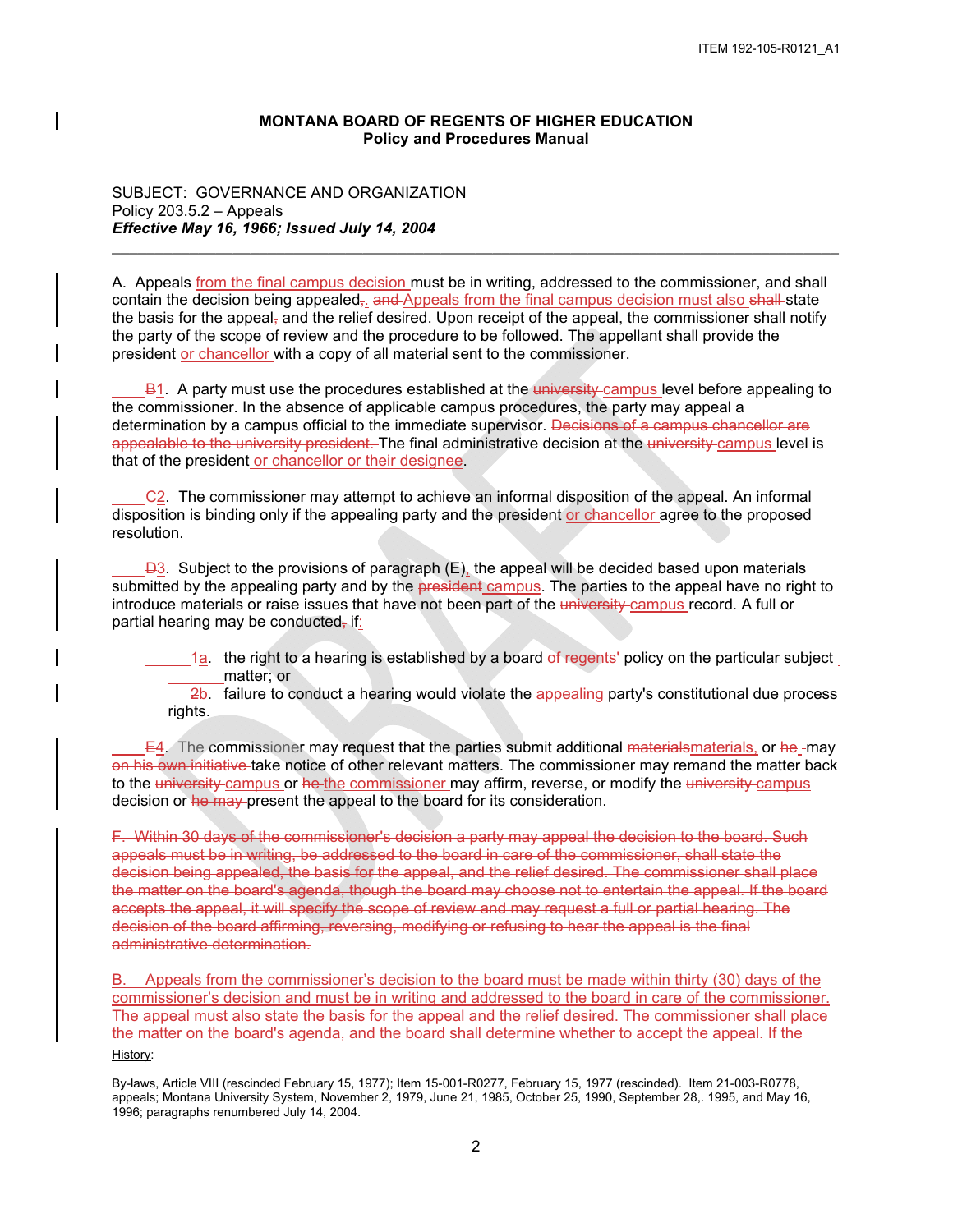**MONTANA BOARD OF REGENTS OF HIGHER EDUCATION**
**Policy and Procedures Manual**

SUBJECT: GOVERNANCE AND ORGANIZATION
Policy 203.5.2 – Appeals
***Effective May 16, 1966; Issued July 14, 2004***

---

A. Appeals from the final campus decision must be in writing, addressed to the commissioner, and shall contain the decision being appealed,. and Appeals from the final campus decision must also shall state the basis for the appeal, and the relief desired. Upon receipt of the appeal, the commissioner shall notify the party of the scope of review and the procedure to be followed. The appellant shall provide the president or chancellor with a copy of all material sent to the commissioner.

B1. A party must use the procedures established at the university campus level before appealing to the commissioner. In the absence of applicable campus procedures, the party may appeal a determination by a campus official to the immediate supervisor. Decisions of a campus chancellor are appealable to the university president. The final administrative decision at the university campus level is that of the president or chancellor or their designee.

C2. The commissioner may attempt to achieve an informal disposition of the appeal. An informal disposition is binding only if the appealing party and the president or chancellor agree to the proposed resolution.

D3. Subject to the provisions of paragraph (E), the appeal will be decided based upon materials submitted by the appealing party and by the president campus. The parties to the appeal have no right to introduce materials or raise issues that have not been part of the university campus record. A full or partial hearing may be conducted, if:

1a. the right to a hearing is established by a board of regents' policy on the particular subject matter; or
2b. failure to conduct a hearing would violate the appealing party's constitutional due process rights.

E4. The commissioner may request that the parties submit additional materialsmaterials, or he may on his own initiative take notice of other relevant matters. The commissioner may remand the matter back to the university campus or he the commissioner may affirm, reverse, or modify the university campus decision or he may present the appeal to the board for its consideration.

~~F. Within 30 days of the commissioner's decision a party may appeal the decision to the board. Such appeals must be in writing, be addressed to the board in care of the commissioner, shall state the decision being appealed, the basis for the appeal, and the relief desired. The commissioner shall place the matter on the board's agenda, though the board may choose not to entertain the appeal. If the board accepts the appeal, it will specify the scope of review and may request a full or partial hearing. The decision of the board affirming, reversing, modifying or refusing to hear the appeal is the final administrative determination.~~

B. Appeals from the commissioner's decision to the board must be made within thirty (30) days of the commissioner's decision and must be in writing and addressed to the board in care of the commissioner. The appeal must also state the basis for the appeal and the relief desired. The commissioner shall place the matter on the board's agenda, and the board shall determine whether to accept the appeal. If the

History:

By-laws, Article VIII (rescinded February 15, 1977); Item 15-001-R0277, February 15, 1977 (rescinded). Item 21-003-R0778, appeals; Montana University System, November 2, 1979, June 21, 1985, October 25, 1990, September 28,. 1995, and May 16, 1996; paragraphs renumbered July 14, 2004.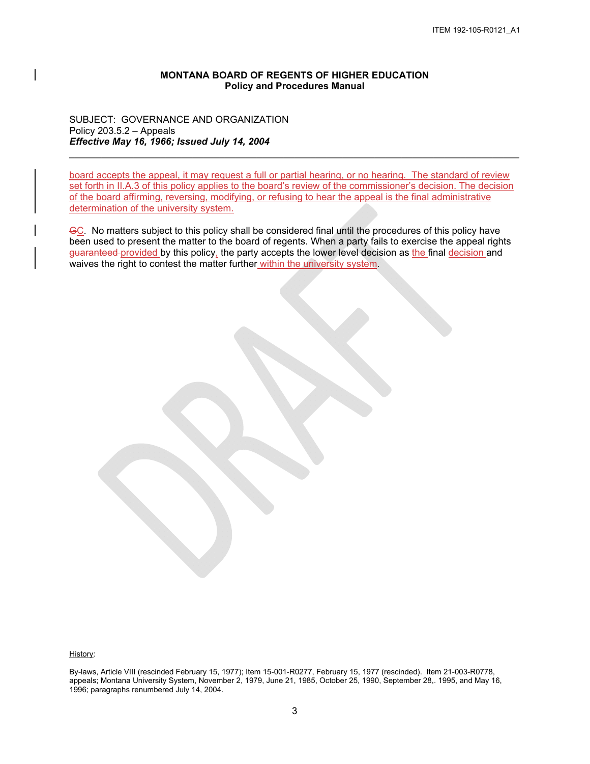**MONTANA BOARD OF REGENTS OF HIGHER EDUCATION**
**Policy and Procedures Manual**

SUBJECT: GOVERNANCE AND ORGANIZATION
Policy 203.5.2 – Appeals
***Effective May 16, 1966; Issued July 14, 2004***

---

board accepts the appeal, it may request a full or partial hearing, or no hearing. The standard of review set forth in II.A.3 of this policy applies to the board's review of the commissioner's decision. The decision of the board affirming, reversing, modifying, or refusing to hear the appeal is the final administrative determination of the university system.

~~G~~C. No matters subject to this policy shall be considered final until the procedures of this policy have been used to present the matter to the board of regents. When a party fails to exercise the appeal rights ~~guaranteed~~ provided by this policy, the party accepts the lower level decision as the final decision and waives the right to contest the matter further within the university system.

History:

By-laws, Article VIII (rescinded February 15, 1977); Item 15-001-R0277, February 15, 1977 (rescinded). Item 21-003-R0778, appeals; Montana University System, November 2, 1979, June 21, 1985, October 25, 1990, September 28,. 1995, and May 16, 1996; paragraphs renumbered July 14, 2004.